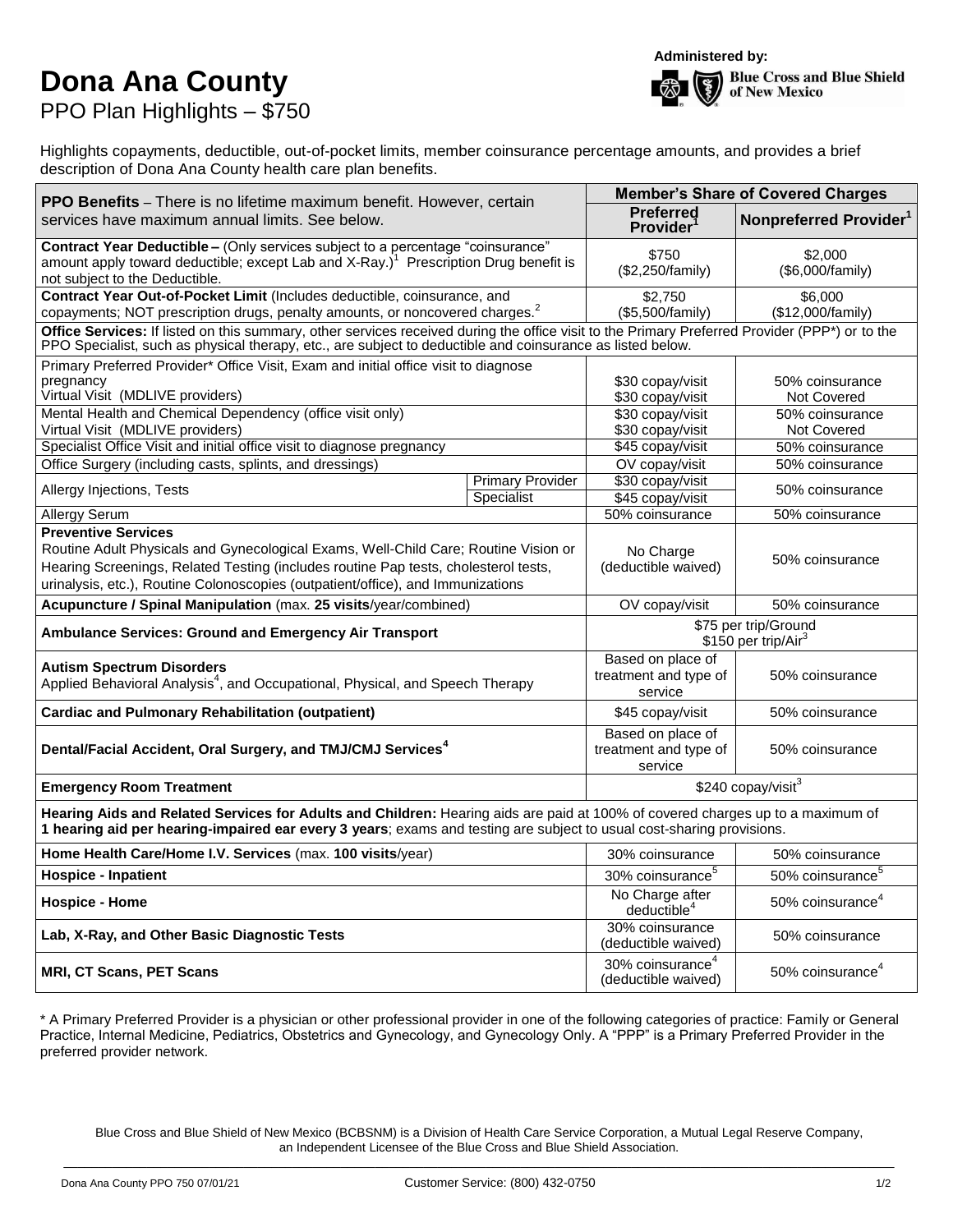# Dona Ana County

PPO Plan Highlights – $750

Administered by: Blue Cross and Blue Shield of New Mexico

Highlights copayments, deductible, out-of-pocket limits, member coinsurance percentage amounts, and provides a brief description of Dona Ana County health care plan benefits.

| **PPO Benefits** – There is no lifetime maximum benefit. However, certain services have maximum annual limits. See below. | | **Member's Share of Covered Charges** | |
|---|---|---|---|
| | | **Preferred Provider**[1] | **Nonpreferred Provider**[1] |
| **Contract Year Deductible –** (Only services subject to a percentage "coinsurance" amount apply toward deductible; except Lab and X-Ray.)[1] Prescription Drug benefit is not subject to the Deductible. | | $750 ($2,250/family) | $2,000 ($6,000/family) |
| **Contract Year Out-of-Pocket Limit** (Includes deductible, coinsurance, and copayments; NOT prescription drugs, penalty amounts, or noncovered charges.[2] | | $2,750 ($5,500/family) | $6,000 ($12,000/family) |
| **Office Services:** If listed on this summary, other services received during the office visit to the Primary Preferred Provider (PPP*) or to the PPO Specialist, such as physical therapy, etc., are subject to deductible and coinsurance as listed below. | | | |
| Primary Preferred Provider* Office Visit, Exam and initial office visit to diagnose pregnancy | | $30 copay/visit | 50% coinsurance |
| Virtual Visit (MDLIVE providers) | | $30 copay/visit | Not Covered |
| Mental Health and Chemical Dependency (office visit only) | | $30 copay/visit | 50% coinsurance |
| Virtual Visit (MDLIVE providers) | | $30 copay/visit | Not Covered |
| Specialist Office Visit and initial office visit to diagnose pregnancy | | $45 copay/visit | 50% coinsurance |
| Office Surgery (including casts, splints, and dressings) | | OV copay/visit | 50% coinsurance |
| Allergy Injections, Tests | Primary Provider | $30 copay/visit | 50% coinsurance |
| | Specialist | $45 copay/visit | |
| Allergy Serum | | 50% coinsurance | 50% coinsurance |
| **Preventive Services** Routine Adult Physicals and Gynecological Exams, Well-Child Care; Routine Vision or Hearing Screenings, Related Testing (includes routine Pap tests, cholesterol tests, urinalysis, etc.), Routine Colonoscopies (outpatient/office), and Immunizations | | No Charge (deductible waived) | 50% coinsurance |
| **Acupuncture / Spinal Manipulation** (max. **25 visits**/year/combined) | | OV copay/visit | 50% coinsurance |
| **Ambulance Services: Ground and Emergency Air Transport** | | $75 per trip/Ground<br>$150 per trip/Air[3] | |
| **Autism Spectrum Disorders** Applied Behavioral Analysis[4], and Occupational, Physical, and Speech Therapy | | Based on place of treatment and type of service | 50% coinsurance |
| **Cardiac and Pulmonary Rehabilitation (outpatient)** | | $45 copay/visit | 50% coinsurance |
| **Dental/Facial Accident, Oral Surgery, and TMJ/CMJ Services**[4] | | Based on place of treatment and type of service | 50% coinsurance |
| **Emergency Room Treatment** | | $240 copay/visit[3] | |
| **Hearing Aids and Related Services for Adults and Children:** Hearing aids are paid at 100% of covered charges up to a maximum of **1 hearing aid per hearing-impaired ear every 3 years**; exams and testing are subject to usual cost-sharing provisions. | | | |
| **Home Health Care/Home I.V. Services** (max. **100 visits**/year) | | 30% coinsurance | 50% coinsurance |
| **Hospice - Inpatient** | | 30% coinsurance[5] | 50% coinsurance[5] |
| **Hospice - Home** | | No Charge after deductible[4] | 50% coinsurance[4] |
| **Lab, X-Ray, and Other Basic Diagnostic Tests** | | 30% coinsurance (deductible waived) | 50% coinsurance |
| **MRI, CT Scans, PET Scans** | | 30% coinsurance[4] (deductible waived) | 50% coinsurance[4] |

\* A Primary Preferred Provider is a physician or other professional provider in one of the following categories of practice: Family or General Practice, Internal Medicine, Pediatrics, Obstetrics and Gynecology, and Gynecology Only. A "PPP" is a Primary Preferred Provider in the preferred provider network.

Blue Cross and Blue Shield of New Mexico (BCBSNM) is a Division of Health Care Service Corporation, a Mutual Legal Reserve Company, an Independent Licensee of the Blue Cross and Blue Shield Association.

Dona Ana County PPO 750 07/01/21 Customer Service: (800) 432-0750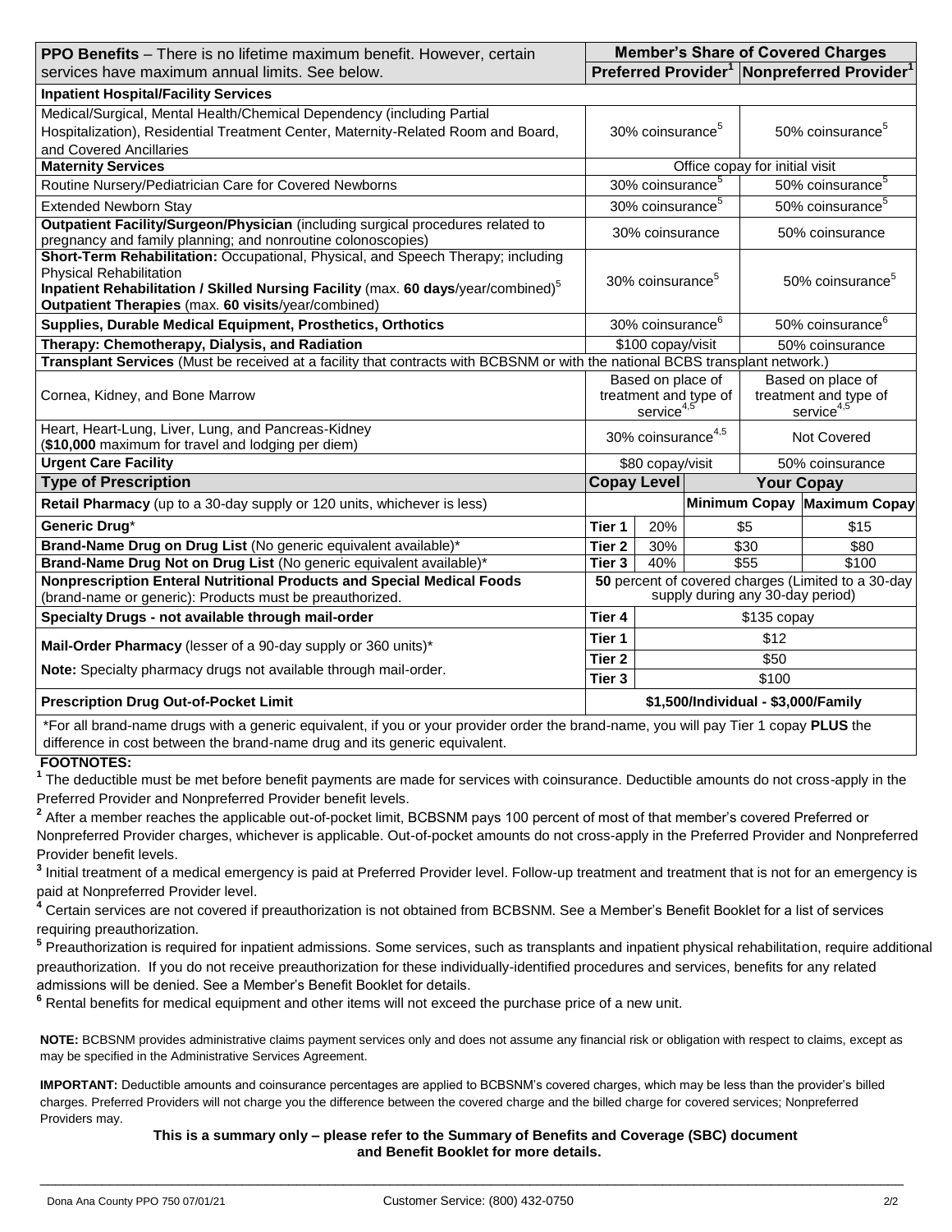| **PPO Benefits** – There is no lifetime maximum benefit. However, certain services have maximum annual limits. See below. | **Member's Share of Covered Charges** | | | |
|---|---|---|---|---|
| | **Preferred Provider[1]** | | **Nonpreferred Provider[1]** | |
| **Inpatient Hospital/Facility Services** | | | | |
| Medical/Surgical, Mental Health/Chemical Dependency (including Partial Hospitalization), Residential Treatment Center, Maternity-Related Room and Board, and Covered Ancillaries | 30% coinsurance[5] | | 50% coinsurance[5] | |
| **Maternity Services** | Office copay for initial visit | | | |
| Routine Nursery/Pediatrician Care for Covered Newborns | 30% coinsurance[5] | | 50% coinsurance[5] | |
| Extended Newborn Stay | 30% coinsurance[5] | | 50% coinsurance[5] | |
| **Outpatient Facility/Surgeon/Physician** (including surgical procedures related to pregnancy and family planning; and nonroutine colonoscopies) | 30% coinsurance | | 50% coinsurance | |
| **Short-Term Rehabilitation:** Occupational, Physical, and Speech Therapy; including Physical Rehabilitation **Inpatient Rehabilitation / Skilled Nursing Facility** (max. **60 days**/year/combined)[5] **Outpatient Therapies** (max. **60 visits**/year/combined) | 30% coinsurance[5] | | 50% coinsurance[5] | |
| **Supplies, Durable Medical Equipment, Prosthetics, Orthotics** | 30% coinsurance[6] | | 50% coinsurance[6] | |
| **Therapy: Chemotherapy, Dialysis, and Radiation** | $100 copay/visit | | 50% coinsurance | |
| **Transplant Services** (Must be received at a facility that contracts with BCBSNM or with the national BCBS transplant network.) | | | | |
| Cornea, Kidney, and Bone Marrow | Based on place of treatment and type of service[4,5] | | Based on place of treatment and type of service[4,5] | |
| Heart, Heart-Lung, Liver, Lung, and Pancreas-Kidney (**$10,000** maximum for travel and lodging per diem) | 30% coinsurance[4,5] | | Not Covered | |
| **Urgent Care Facility** | $80 copay/visit | | 50% coinsurance | |
| **Type of Prescription** | **Copay Level** | | **Your Copay** | |
| **Retail Pharmacy** (up to a 30-day supply or 120 units, whichever is less) | | | **Minimum Copay** | **Maximum Copay** |
| **Generic Drug*** | Tier 1 | 20% | $5 | $15 |
| **Brand-Name Drug on Drug List** (No generic equivalent available)* | Tier 2 | 30% | $30 | $80 |
| **Brand-Name Drug Not on Drug List** (No generic equivalent available)* | Tier 3 | 40% | $55 | $100 |
| **Nonprescription Enteral Nutritional Products and Special Medical Foods** (brand-name or generic): Products must be preauthorized. | **50** percent of covered charges (Limited to a 30-day supply during any 30-day period) | | | |
| **Specialty Drugs - not available through mail-order** | Tier 4 | $135 copay | | |
| **Mail-Order Pharmacy** (lesser of a 90-day supply or 360 units)* **Note:** Specialty pharmacy drugs not available through mail-order. | Tier 1 | $12 | | |
| | Tier 2 | $50 | | |
| | Tier 3 | $100 | | |
| **Prescription Drug Out-of-Pocket Limit** | **$1,500/Individual - $3,000/Family** | | | |

*For all brand-name drugs with a generic equivalent, if you or your provider order the brand-name, you will pay Tier 1 copay **PLUS** the difference in cost between the brand-name drug and its generic equivalent.

**FOOTNOTES:**

[1] The deductible must be met before benefit payments are made for services with coinsurance. Deductible amounts do not cross-apply in the Preferred Provider and Nonpreferred Provider benefit levels.

[2] After a member reaches the applicable out-of-pocket limit, BCBSNM pays 100 percent of most of that member's covered Preferred or Nonpreferred Provider charges, whichever is applicable. Out-of-pocket amounts do not cross-apply in the Preferred Provider and Nonpreferred Provider benefit levels.

[3] Initial treatment of a medical emergency is paid at Preferred Provider level. Follow-up treatment and treatment that is not for an emergency is paid at Nonpreferred Provider level.

[4] Certain services are not covered if preauthorization is not obtained from BCBSNM. See a Member's Benefit Booklet for a list of services requiring preauthorization.

[5] Preauthorization is required for inpatient admissions. Some services, such as transplants and inpatient physical rehabilitation, require additional preauthorization. If you do not receive preauthorization for these individually-identified procedures and services, benefits for any related admissions will be denied. See a Member's Benefit Booklet for details.

[6] Rental benefits for medical equipment and other items will not exceed the purchase price of a new unit.

**NOTE:** BCBSNM provides administrative claims payment services only and does not assume any financial risk or obligation with respect to claims, except as may be specified in the Administrative Services Agreement.

**IMPORTANT:** Deductible amounts and coinsurance percentages are applied to BCBSNM's covered charges, which may be less than the provider's billed charges. Preferred Providers will not charge you the difference between the covered charge and the billed charge for covered services; Nonpreferred Providers may.

**This is a summary only – please refer to the Summary of Benefits and Coverage (SBC) document and Benefit Booklet for more details.**

Dona Ana County PPO 750 07/01/21 Customer Service: (800) 432-0750